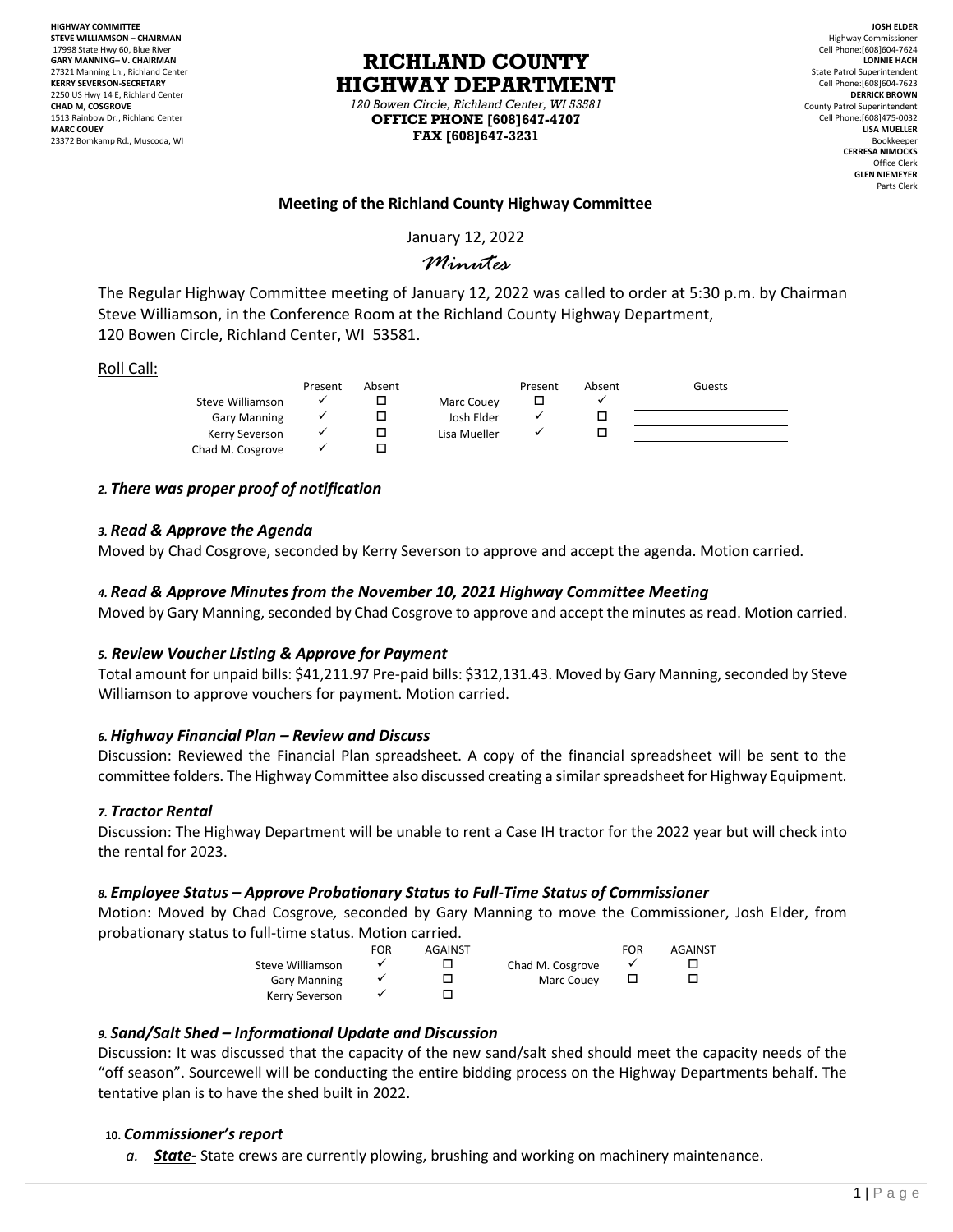**HIGHWAY COMMITTEE**
**STEVE WILLIAMSON – CHAIRMAN**
17998 State Hwy 60, Blue River
**GARY MANNING– V. CHAIRMAN**
27321 Manning Ln., Richland Center
**KERRY SEVERSON-SECRETARY**
2250 US Hwy 14 E, Richland Center
**CHAD M, COSGROVE**
1513 Rainbow Dr., Richland Center
**MARC COUEY**
23372 Bomkamp Rd., Muscoda, WI

# RICHLAND COUNTY HIGHWAY DEPARTMENT

*120 Bowen Circle, Richland Center, WI 53581*
**OFFICE PHONE [608]647-4707**
**FAX [608]647-3231**

**JOSH ELDER**
Highway Commissioner
Cell Phone:[608]604-7624
**LONNIE HACH**
State Patrol Superintendent
Cell Phone:[608]604-7623
**DERRICK BROWN**
County Patrol Superintendent
Cell Phone:[608]475-0032
**LISA MUELLER**
Bookkeeper
**CERRESA NIMOCKS**
Office Clerk
**GLEN NIEMEYER**
Parts Clerk

## Meeting of the Richland County Highway Committee

January 12, 2022

*Minutes*

The Regular Highway Committee meeting of January 12, 2022 was called to order at 5:30 p.m. by Chairman Steve Williamson, in the Conference Room at the Richland County Highway Department, 120 Bowen Circle, Richland Center, WI 53581.

Roll Call:

| | Present | Absent | | Present | Absent | Guests |
|---|---|---|---|---|---|---|
| Steve Williamson | ✓ | ☐ | Marc Couey | ☐ | ✓ | |
| Gary Manning | ✓ | ☐ | Josh Elder | ✓ | ☐ | |
| Kerry Severson | ✓ | ☐ | Lisa Mueller | ✓ | ☐ | |
| Chad M. Cosgrove | ✓ | ☐ | | | | |

### *2. There was proper proof of notification*

### *3. Read & Approve the Agenda*

Moved by Chad Cosgrove, seconded by Kerry Severson to approve and accept the agenda. Motion carried.

### *4. Read & Approve Minutes from the November 10, 2021 Highway Committee Meeting*

Moved by Gary Manning, seconded by Chad Cosgrove to approve and accept the minutes as read. Motion carried.

### *5. Review Voucher Listing & Approve for Payment*

Total amount for unpaid bills: $41,211.97 Pre-paid bills: $312,131.43. Moved by Gary Manning, seconded by Steve Williamson to approve vouchers for payment. Motion carried.

### *6. Highway Financial Plan – Review and Discuss*

Discussion: Reviewed the Financial Plan spreadsheet. A copy of the financial spreadsheet will be sent to the committee folders. The Highway Committee also discussed creating a similar spreadsheet for Highway Equipment.

### *7. Tractor Rental*

Discussion: The Highway Department will be unable to rent a Case IH tractor for the 2022 year but will check into the rental for 2023.

### *8. Employee Status – Approve Probationary Status to Full-Time Status of Commissioner*

Motion: Moved by Chad Cosgrove, seconded by Gary Manning to move the Commissioner, Josh Elder, from probationary status to full-time status. Motion carried.

| | FOR | AGAINST | | FOR | AGAINST |
|---|---|---|---|---|---|
| Steve Williamson | ✓ | ☐ | Chad M. Cosgrove | ✓ | ☐ |
| Gary Manning | ✓ | ☐ | Marc Couey | ☐ | ☐ |
| Kerry Severson | ✓ | ☐ | | | |

### *9. Sand/Salt Shed – Informational Update and Discussion*

Discussion: It was discussed that the capacity of the new sand/salt shed should meet the capacity needs of the "off season". Sourcewell will be conducting the entire bidding process on the Highway Departments behalf. The tentative plan is to have the shed built in 2022.

### *10. Commissioner's report*

a. ***State-*** State crews are currently plowing, brushing and working on machinery maintenance.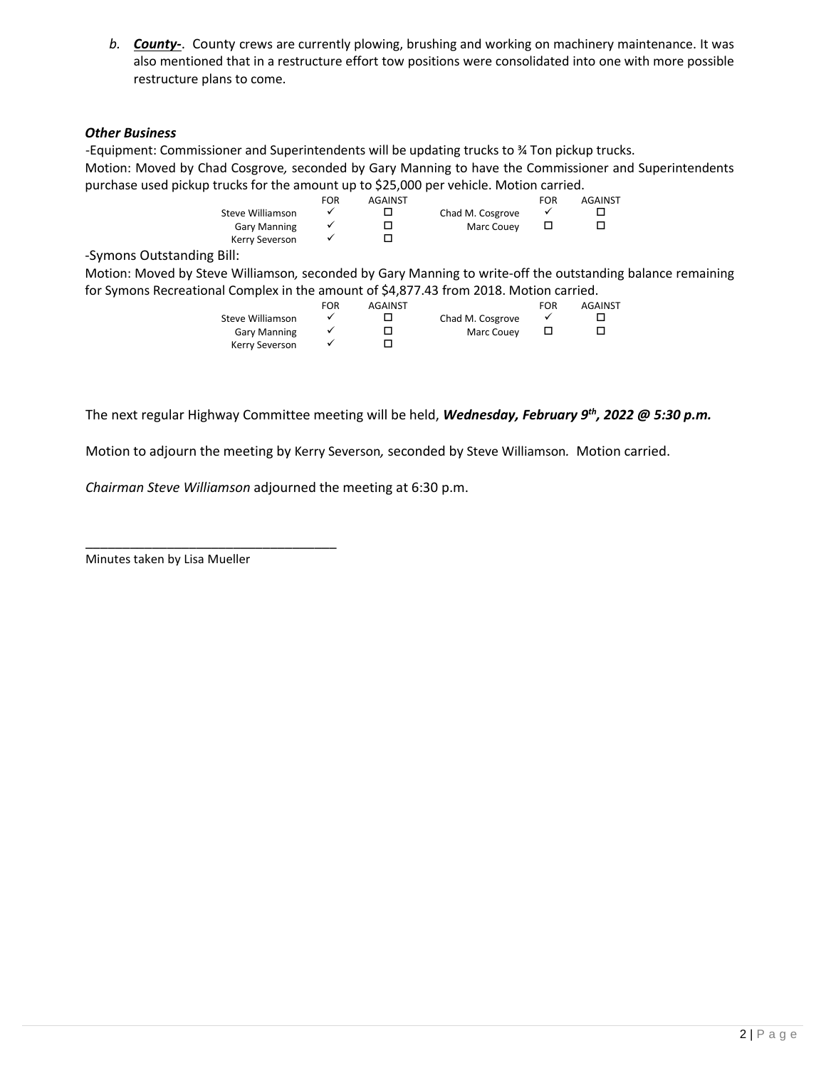b. ***County-***. County crews are currently plowing, brushing and working on machinery maintenance. It was also mentioned that in a restructure effort tow positions were consolidated into one with more possible restructure plans to come.

***Other Business***

-Equipment: Commissioner and Superintendents will be updating trucks to ¾ Ton pickup trucks.

Motion: Moved by Chad Cosgrove*,* seconded by Gary Manning to have the Commissioner and Superintendents purchase used pickup trucks for the amount up to $25,000 per vehicle. Motion carried.

| | FOR | AGAINST | | FOR | AGAINST |
|---|---|---|---|---|---|
| Steve Williamson | ✓ | ☐ | Chad M. Cosgrove | ✓ | ☐ |
| Gary Manning | ✓ | ☐ | Marc Couey | ☐ | ☐ |
| Kerry Severson | ✓ | ☐ | | | |

-Symons Outstanding Bill:

Motion: Moved by Steve Williamson*,* seconded by Gary Manning to write-off the outstanding balance remaining for Symons Recreational Complex in the amount of $4,877.43 from 2018. Motion carried.

| | FOR | AGAINST | | FOR | AGAINST |
|---|---|---|---|---|---|
| Steve Williamson | ✓ | ☐ | Chad M. Cosgrove | ✓ | ☐ |
| Gary Manning | ✓ | ☐ | Marc Couey | ☐ | ☐ |
| Kerry Severson | ✓ | ☐ | | | |

The next regular Highway Committee meeting will be held, ***Wednesday, February 9th, 2022 @ 5:30 p.m.***

Motion to adjourn the meeting by Kerry Severson*,* seconded by Steve Williamson*.* Motion carried.

*Chairman Steve Williamson* adjourned the meeting at 6:30 p.m.

___________________________________

Minutes taken by Lisa Mueller